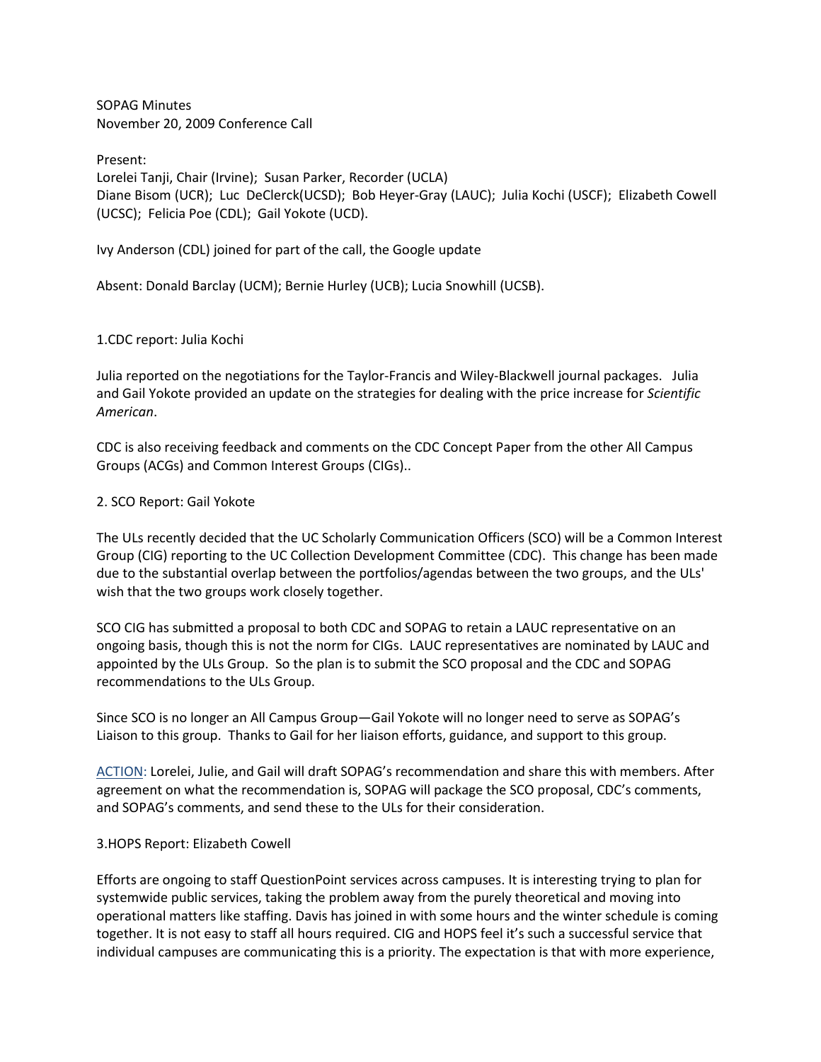SOPAG Minutes
November 20, 2009 Conference Call

Present:
Lorelei Tanji, Chair (Irvine); Susan Parker, Recorder (UCLA)
Diane Bisom (UCR); Luc DeClerck(UCSD); Bob Heyer-Gray (LAUC); Julia Kochi (USCF); Elizabeth Cowell (UCSC); Felicia Poe (CDL); Gail Yokote (UCD).

Ivy Anderson (CDL) joined for part of the call, the Google update

Absent: Donald Barclay (UCM); Bernie Hurley (UCB); Lucia Snowhill (UCSB).

1.CDC report: Julia Kochi

Julia reported on the negotiations for the Taylor-Francis and Wiley-Blackwell journal packages. Julia and Gail Yokote provided an update on the strategies for dealing with the price increase for *Scientific American*.

CDC is also receiving feedback and comments on the CDC Concept Paper from the other All Campus Groups (ACGs) and Common Interest Groups (CIGs)..

2. SCO Report: Gail Yokote

The ULs recently decided that the UC Scholarly Communication Officers (SCO) will be a Common Interest Group (CIG) reporting to the UC Collection Development Committee (CDC). This change has been made due to the substantial overlap between the portfolios/agendas between the two groups, and the ULs' wish that the two groups work closely together.

SCO CIG has submitted a proposal to both CDC and SOPAG to retain a LAUC representative on an ongoing basis, though this is not the norm for CIGs. LAUC representatives are nominated by LAUC and appointed by the ULs Group. So the plan is to submit the SCO proposal and the CDC and SOPAG recommendations to the ULs Group.

Since SCO is no longer an All Campus Group—Gail Yokote will no longer need to serve as SOPAG's Liaison to this group. Thanks to Gail for her liaison efforts, guidance, and support to this group.

ACTION: Lorelei, Julie, and Gail will draft SOPAG's recommendation and share this with members. After agreement on what the recommendation is, SOPAG will package the SCO proposal, CDC's comments, and SOPAG's comments, and send these to the ULs for their consideration.

3.HOPS Report: Elizabeth Cowell

Efforts are ongoing to staff QuestionPoint services across campuses. It is interesting trying to plan for systemwide public services, taking the problem away from the purely theoretical and moving into operational matters like staffing. Davis has joined in with some hours and the winter schedule is coming together. It is not easy to staff all hours required. CIG and HOPS feel it's such a successful service that individual campuses are communicating this is a priority. The expectation is that with more experience,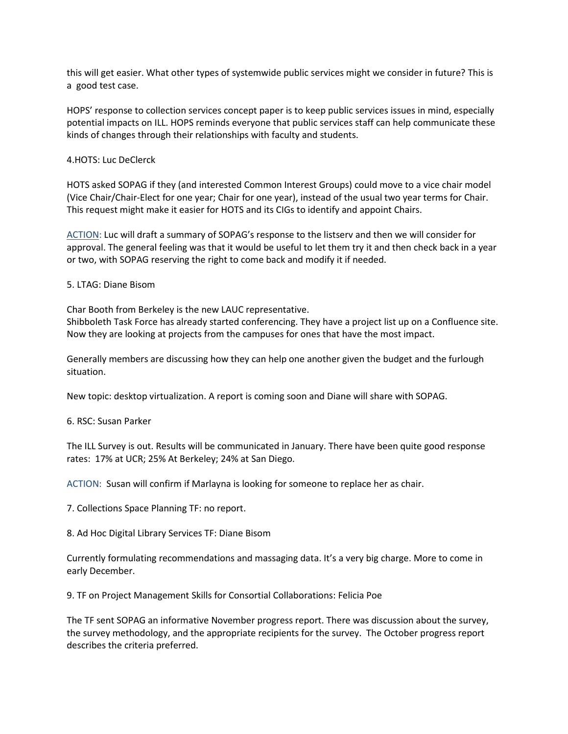this will get easier. What other types of systemwide public services might we consider in future? This is a good test case.

HOPS' response to collection services concept paper is to keep public services issues in mind, especially potential impacts on ILL. HOPS reminds everyone that public services staff can help communicate these kinds of changes through their relationships with faculty and students.

4.HOTS: Luc DeClerck

HOTS asked SOPAG if they (and interested Common Interest Groups) could move to a vice chair model (Vice Chair/Chair-Elect for one year; Chair for one year), instead of the usual two year terms for Chair. This request might make it easier for HOTS and its CIGs to identify and appoint Chairs.

ACTION: Luc will draft a summary of SOPAG's response to the listserv and then we will consider for approval. The general feeling was that it would be useful to let them try it and then check back in a year or two, with SOPAG reserving the right to come back and modify it if needed.

5. LTAG: Diane Bisom

Char Booth from Berkeley is the new LAUC representative.
Shibboleth Task Force has already started conferencing. They have a project list up on a Confluence site. Now they are looking at projects from the campuses for ones that have the most impact.

Generally members are discussing how they can help one another given the budget and the furlough situation.

New topic: desktop virtualization. A report is coming soon and Diane will share with SOPAG.

6. RSC: Susan Parker

The ILL Survey is out. Results will be communicated in January. There have been quite good response rates: 17% at UCR; 25% At Berkeley; 24% at San Diego.

ACTION: Susan will confirm if Marlayna is looking for someone to replace her as chair.

7. Collections Space Planning TF: no report.

8. Ad Hoc Digital Library Services TF: Diane Bisom

Currently formulating recommendations and massaging data. It's a very big charge. More to come in early December.

9. TF on Project Management Skills for Consortial Collaborations: Felicia Poe

The TF sent SOPAG an informative November progress report. There was discussion about the survey, the survey methodology, and the appropriate recipients for the survey. The October progress report describes the criteria preferred.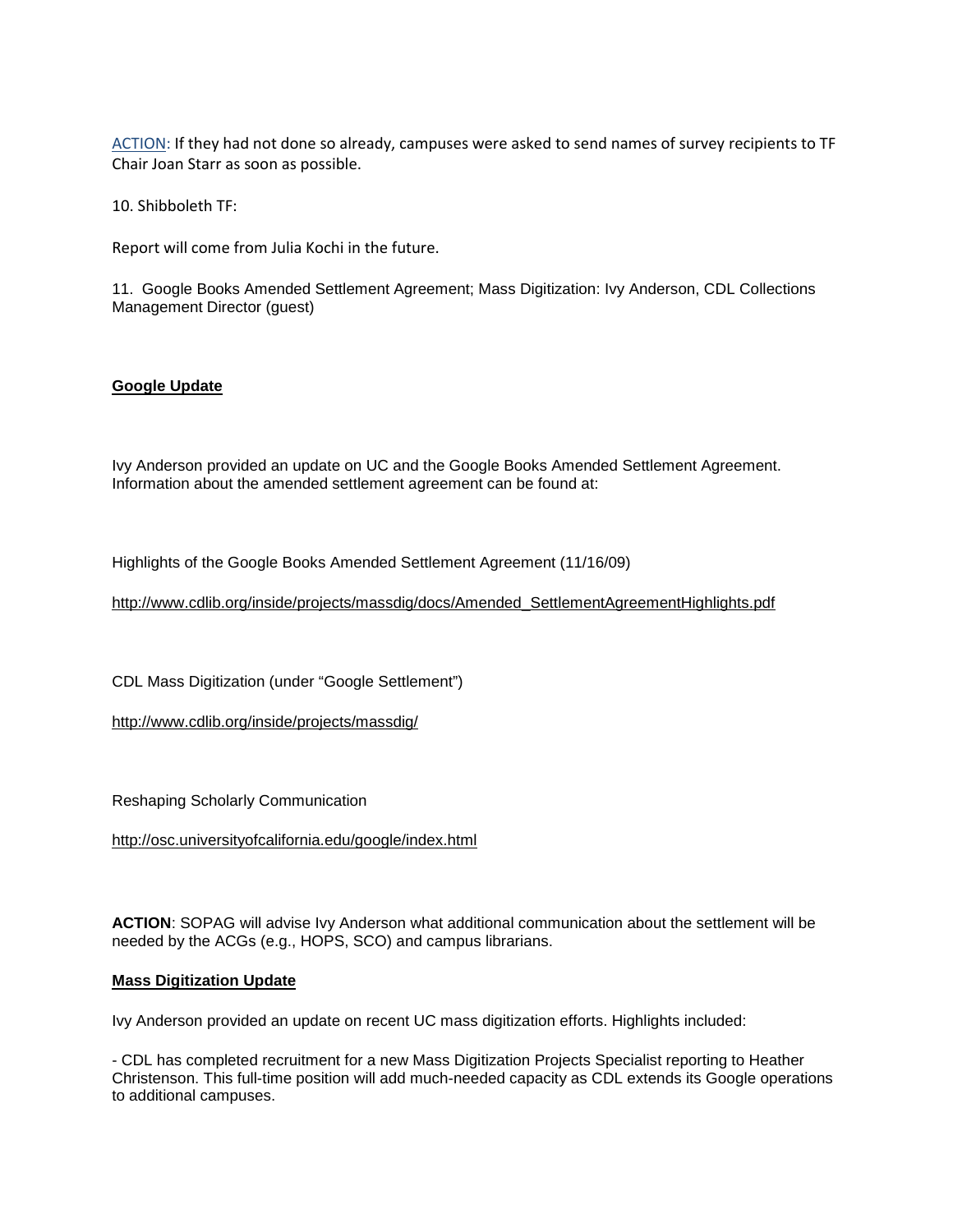ACTION: If they had not done so already, campuses were asked to send names of survey recipients to TF Chair Joan Starr as soon as possible.

10. Shibboleth TF:

Report will come from Julia Kochi in the future.

11. Google Books Amended Settlement Agreement; Mass Digitization: Ivy Anderson, CDL Collections Management Director (guest)

**Google Update**

Ivy Anderson provided an update on UC and the Google Books Amended Settlement Agreement. Information about the amended settlement agreement can be found at:

Highlights of the Google Books Amended Settlement Agreement (11/16/09)

http://www.cdlib.org/inside/projects/massdig/docs/Amended_SettlementAgreementHighlights.pdf

CDL Mass Digitization (under "Google Settlement")

http://www.cdlib.org/inside/projects/massdig/

Reshaping Scholarly Communication

http://osc.universityofcalifornia.edu/google/index.html

**ACTION**: SOPAG will advise Ivy Anderson what additional communication about the settlement will be needed by the ACGs (e.g., HOPS, SCO) and campus librarians.

**Mass Digitization Update**

Ivy Anderson provided an update on recent UC mass digitization efforts. Highlights included:

- CDL has completed recruitment for a new Mass Digitization Projects Specialist reporting to Heather Christenson. This full-time position will add much-needed capacity as CDL extends its Google operations to additional campuses.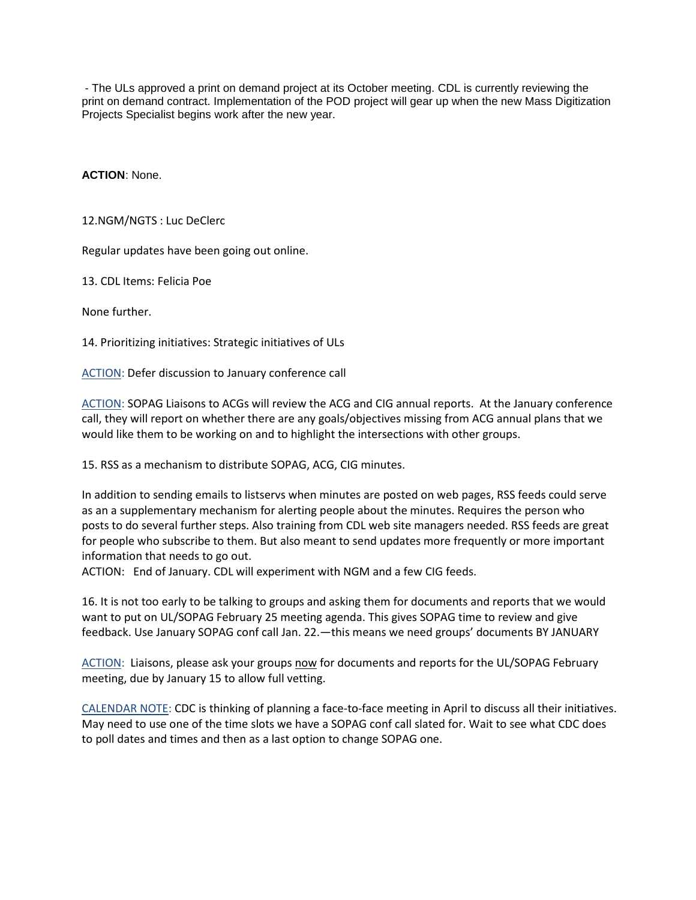- The ULs approved a print on demand project at its October meeting. CDL is currently reviewing the print on demand contract. Implementation of the POD project will gear up when the new Mass Digitization Projects Specialist begins work after the new year.

**ACTION**: None.

12.NGM/NGTS : Luc DeClerc

Regular updates have been going out online.

13. CDL Items: Felicia Poe

None further.

14. Prioritizing initiatives: Strategic initiatives of ULs

ACTION: Defer discussion to January conference call

ACTION: SOPAG Liaisons to ACGs will review the ACG and CIG annual reports. At the January conference call, they will report on whether there are any goals/objectives missing from ACG annual plans that we would like them to be working on and to highlight the intersections with other groups.

15. RSS as a mechanism to distribute SOPAG, ACG, CIG minutes.

In addition to sending emails to listservs when minutes are posted on web pages, RSS feeds could serve as an supplementary mechanism for alerting people about the minutes. Requires the person who posts to do several further steps. Also training from CDL web site managers needed. RSS feeds are great for people who subscribe to them. But also meant to send updates more frequently or more important information that needs to go out.
ACTION: End of January. CDL will experiment with NGM and a few CIG feeds.

16. It is not too early to be talking to groups and asking them for documents and reports that we would want to put on UL/SOPAG February 25 meeting agenda. This gives SOPAG time to review and give feedback. Use January SOPAG conf call Jan. 22.—this means we need groups' documents BY JANUARY

ACTION: Liaisons, please ask your groups now for documents and reports for the UL/SOPAG February meeting, due by January 15 to allow full vetting.

CALENDAR NOTE: CDC is thinking of planning a face-to-face meeting in April to discuss all their initiatives. May need to use one of the time slots we have a SOPAG conf call slated for. Wait to see what CDC does to poll dates and times and then as a last option to change SOPAG one.